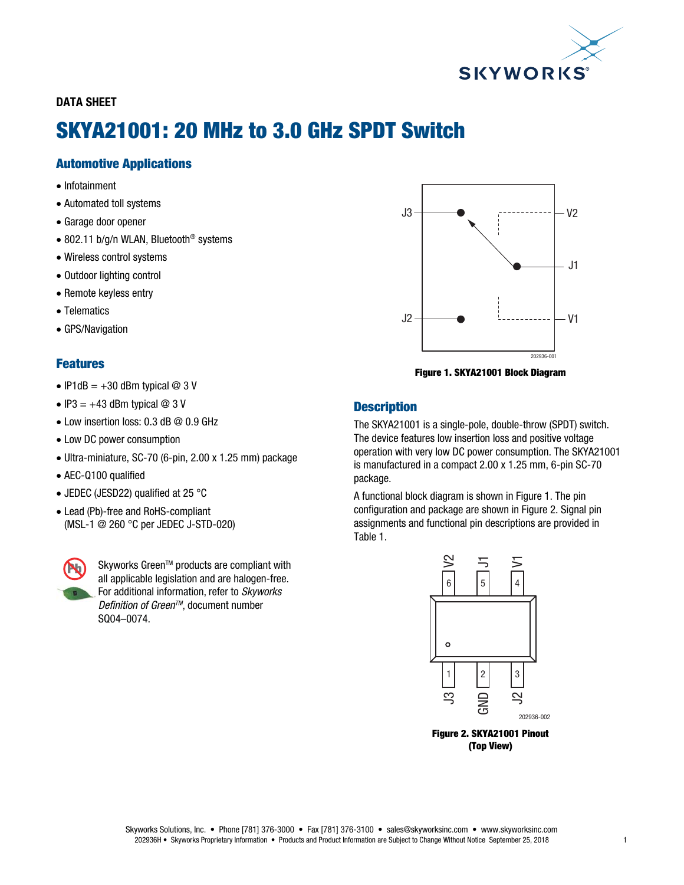DATA SHEET

# SKYA21001: 20 MHz to 3.0 GHz SPDT Switch

## Automotive Applications

- Infotainment
- Automated toll systems
- Garage door opener
- 802.11 b/g/n WLAN, Bluetooth® systems
- Wireless control systems
- Outdoor lighting control
- Remote keyless entry
- Telematics
- GPS/Navigation

## Features

- IP1dB = +30 dBm typical @ 3 V
- IP3 = +43 dBm typical @ 3 V
- Low insertion loss: 0.3 dB @ 0.9 GHz
- Low DC power consumption
- Ultra-miniature, SC-70 (6-pin, 2.00 x 1.25 mm) package
- AEC-Q100 qualified
- JEDEC (JESD22) qualified at 25 °C
- Lead (Pb)-free and RoHS-compliant (MSL-1 @ 260 °C per JEDEC J-STD-020)

Skyworks Green™ products are compliant with all applicable legislation and are halogen-free. For additional information, refer to *Skyworks Definition of Green™*, document number SQ04–0074.

**Figure 1. SKYA21001 Block Diagram**

## Description

The SKYA21001 is a single-pole, double-throw (SPDT) switch. The device features low insertion loss and positive voltage operation with very low DC power consumption. The SKYA21001 is manufactured in a compact 2.00 x 1.25 mm, 6-pin SC-70 package.

A functional block diagram is shown in Figure 1. The pin configuration and package are shown in Figure 2. Signal pin assignments and functional pin descriptions are provided in Table 1.

**Figure 2. SKYA21001 Pinout (Top View)**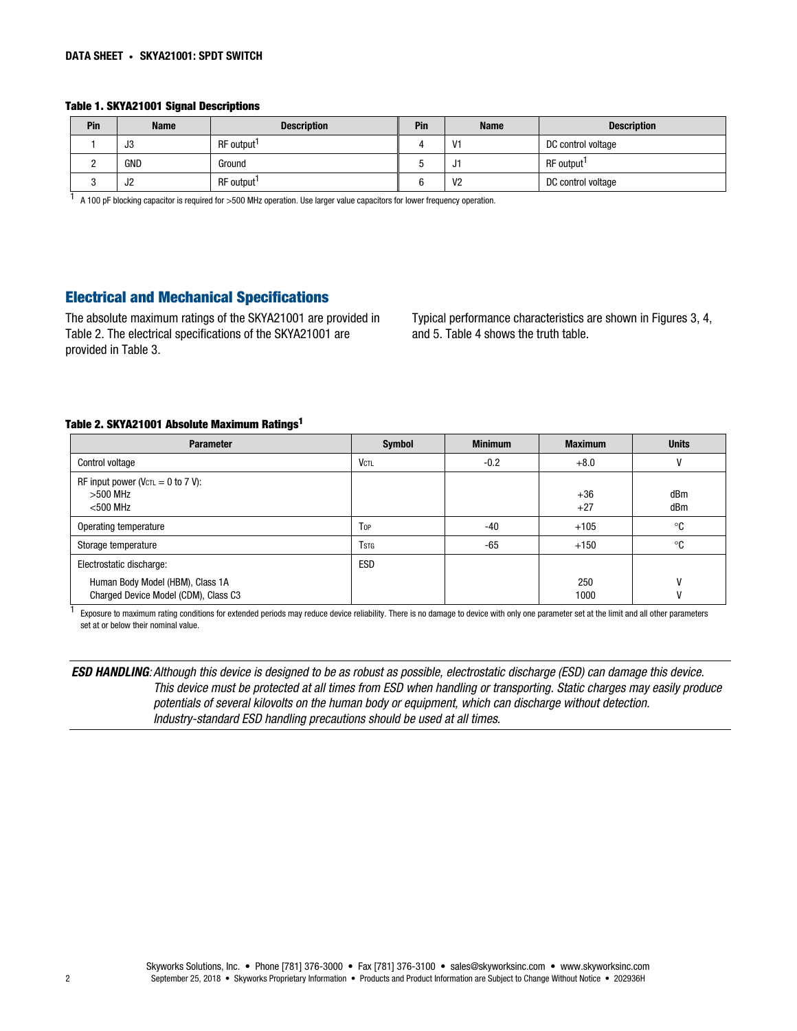**Table 1. SKYA21001 Signal Descriptions**

| Pin | Name | Description | Pin | Name | Description |
|---|---|---|---|---|---|
| 1 | J3 | RF output[1] | 4 | V1 | DC control voltage |
| 2 | GND | Ground | 5 | J1 | RF output[1] |
| 3 | J2 | RF output[1] | 6 | V2 | DC control voltage |

[1] A 100 pF blocking capacitor is required for >500 MHz operation. Use larger value capacitors for lower frequency operation.

## Electrical and Mechanical Specifications

The absolute maximum ratings of the SKYA21001 are provided in Table 2. The electrical specifications of the SKYA21001 are provided in Table 3.

Typical performance characteristics are shown in Figures 3, 4, and 5. Table 4 shows the truth table.

**Table 2. SKYA21001 Absolute Maximum Ratings[1]**

| Parameter | Symbol | Minimum | Maximum | Units |
|---|---|---|---|---|
| Control voltage | $V_{CTL}$ | -0.2 | +8.0 | V |
| RF input power ($V_{CTL}$ = 0 to 7 V):<br>>500 MHz<br><500 MHz | | | <br>+36<br>+27 | <br>dBm<br>dBm |
| Operating temperature | $T_{OP}$ | -40 | +105 | °C |
| Storage temperature | $T_{STG}$ | -65 | +150 | °C |
| Electrostatic discharge:<br>Human Body Model (HBM), Class 1A<br>Charged Device Model (CDM), Class C3 | ESD | | <br>250<br>1000 | <br>V<br>V |

[1] Exposure to maximum rating conditions for extended periods may reduce device reliability. There is no damage to device with only one parameter set at the limit and all other parameters set at or below their nominal value.

***ESD HANDLING****: Although this device is designed to be as robust as possible, electrostatic discharge (ESD) can damage this device. This device must be protected at all times from ESD when handling or transporting. Static charges may easily produce potentials of several kilovolts on the human body or equipment, which can discharge without detection. Industry-standard ESD handling precautions should be used at all times.*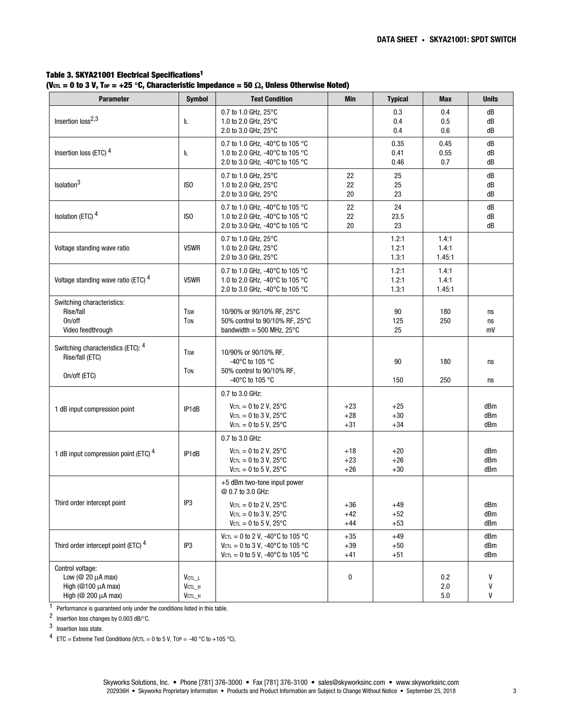**Table 3. SKYA21001 Electrical Specifications[1]**
**($V_{CTL}$ = 0 to 3 V, $T_{OP}$ = +25 °C, Characteristic Impedance = 50 Ω, Unless Otherwise Noted)**

| Parameter | Symbol | Test Condition | Min | Typical | Max | Units |
|---|---|---|---|---|---|---|
| Insertion loss[2,3] | IL | 0.7 to 1.0 GHz, 25°C<br>1.0 to 2.0 GHz, 25°C<br>2.0 to 3.0 GHz, 25°C | | 0.3<br>0.4<br>0.4 | 0.4<br>0.5<br>0.6 | dB<br>dB<br>dB |
| Insertion loss (ETC)[4] | IL | 0.7 to 1.0 GHz, -40°C to 105 °C<br>1.0 to 2.0 GHz, -40°C to 105 °C<br>2.0 to 3.0 GHz, -40°C to 105 °C | | 0.35<br>0.41<br>0.46 | 0.45<br>0.55<br>0.7 | dB<br>dB<br>dB |
| Isolation[3] | ISO | 0.7 to 1.0 GHz, 25°C<br>1.0 to 2.0 GHz, 25°C<br>2.0 to 3.0 GHz, 25°C | 22<br>22<br>20 | 25<br>25<br>23 | | dB<br>dB<br>dB |
| Isolation (ETC)[4] | ISO | 0.7 to 1.0 GHz, -40°C to 105 °C<br>1.0 to 2.0 GHz, -40°C to 105 °C<br>2.0 to 3.0 GHz, -40°C to 105 °C | 22<br>22<br>20 | 24<br>23.5<br>23 | | dB<br>dB<br>dB |
| Voltage standing wave ratio | VSWR | 0.7 to 1.0 GHz, 25°C<br>1.0 to 2.0 GHz, 25°C<br>2.0 to 3.0 GHz, 25°C | | 1.2:1<br>1.2:1<br>1.3:1 | 1.4:1<br>1.4:1<br>1.45:1 | |
| Voltage standing wave ratio (ETC)[4] | VSWR | 0.7 to 1.0 GHz, -40°C to 105 °C<br>1.0 to 2.0 GHz, -40°C to 105 °C<br>2.0 to 3.0 GHz, -40°C to 105 °C | | 1.2:1<br>1.2:1<br>1.3:1 | 1.4:1<br>1.4:1<br>1.45:1 | |
| Switching characteristics:<br>Rise/fall<br>On/off<br>Video feedthrough | <br>$T_{SW}$<br>$T_{ON}$ | <br>10/90% or 90/10% RF, 25°C<br>50% control to 90/10% RF, 25°C<br>bandwidth = 500 MHz, 25°C | | <br>90<br>125<br>25 | <br>180<br>250 | <br>ns<br>ns<br>mV |
| Switching characteristics (ETC):[4]<br>Rise/fall (ETC)<br>On/off (ETC) | $T_{SW}$<br>$T_{ON}$ | 10/90% or 90/10% RF, -40°C to 105 °C<br>50% control to 90/10% RF, -40°C to 105 °C | | 90<br>150 | 180<br>250 | ns<br>ns |
| 1 dB input compression point | IP1dB | 0.7 to 3.0 GHz:<br>$V_{CTL}$ = 0 to 2 V, 25°C<br>$V_{CTL}$ = 0 to 3 V, 25°C<br>$V_{CTL}$ = 0 to 5 V, 25°C | <br>+23<br>+28<br>+31 | <br>+25<br>+30<br>+34 | | <br>dBm<br>dBm<br>dBm |
| 1 dB input compression point (ETC)[4] | IP1dB | 0.7 to 3.0 GHz:<br>$V_{CTL}$ = 0 to 2 V, 25°C<br>$V_{CTL}$ = 0 to 3 V, 25°C<br>$V_{CTL}$ = 0 to 5 V, 25°C | <br>+18<br>+23<br>+26 | <br>+20<br>+26<br>+30 | | <br>dBm<br>dBm<br>dBm |
| Third order intercept point | IP3 | +5 dBm two-tone input power @ 0.7 to 3.0 GHz:<br>$V_{CTL}$ = 0 to 2 V, 25°C<br>$V_{CTL}$ = 0 to 3 V, 25°C<br>$V_{CTL}$ = 0 to 5 V, 25°C | <br>+36<br>+42<br>+44 | <br>+49<br>+52<br>+53 | | <br>dBm<br>dBm<br>dBm |
| Third order intercept point (ETC)[4] | IP3 | $V_{CTL}$ = 0 to 2 V, -40°C to 105 °C<br>$V_{CTL}$ = 0 to 3 V, -40°C to 105 °C<br>$V_{CTL}$ = 0 to 5 V, -40°C to 105 °C | +35<br>+39<br>+41 | +49<br>+50<br>+51 | | dBm<br>dBm<br>dBm |
| Control voltage:<br>Low (@ 20 µA max)<br>High (@100 µA max)<br>High (@ 200 µA max) | <br>$V_{CTL\_L}$<br>$V_{CTL\_H}$<br>$V_{CTL\_H}$ | | <br>0 | | <br>0.2<br>2.0<br>5.0 | <br>V<br>V<br>V |

[1] Performance is guaranteed only under the conditions listed in this table.

[2] Insertion loss changes by 0.003 dB/°C.

[3] Insertion loss state.

[4] ETC = Extreme Test Conditions ($V_{CTL}$ = 0 to 5 V, $T_{OP}$ = -40 °C to +105 °C).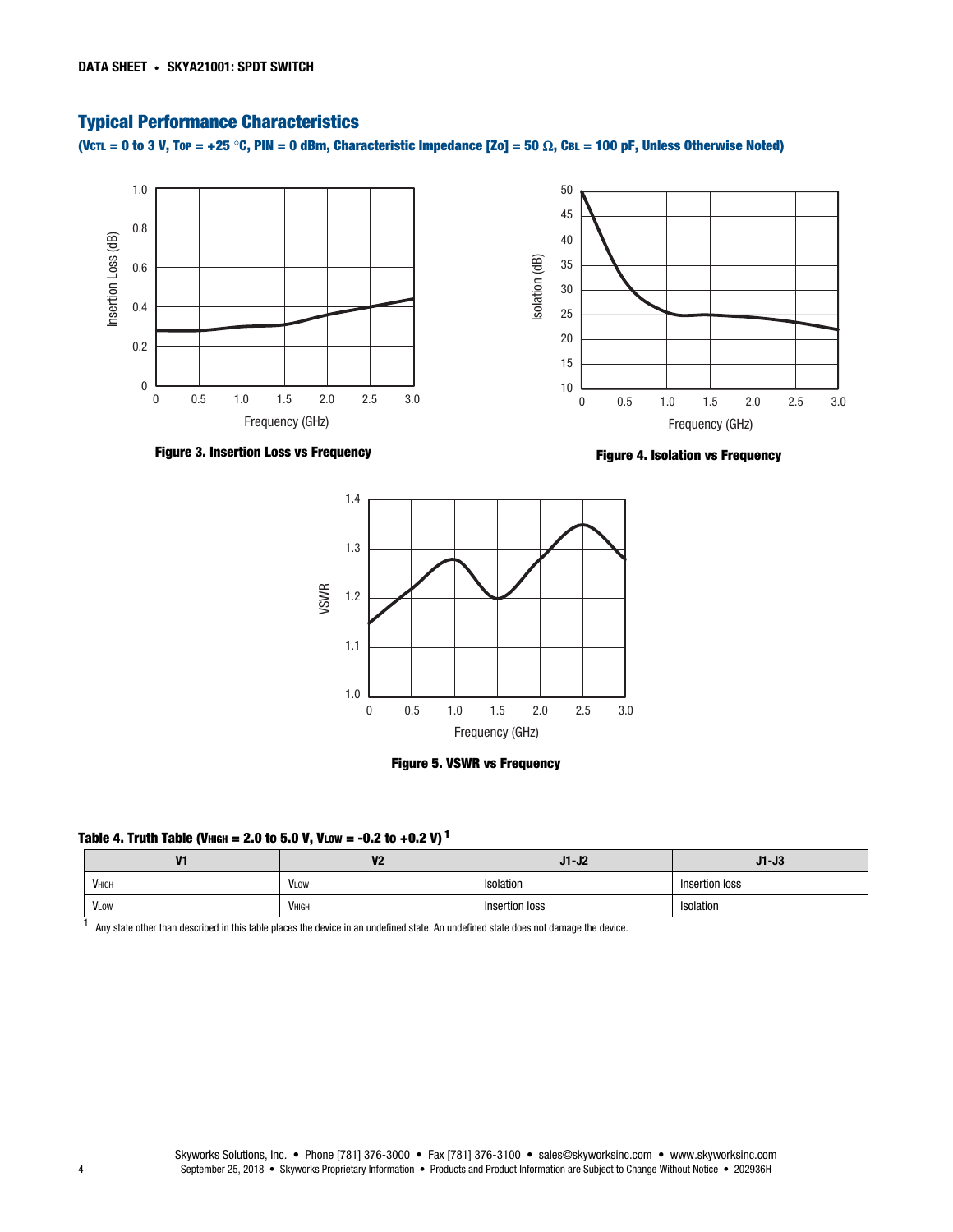## Typical Performance Characteristics

**($V_{CTL}$ = 0 to 3 V, $T_{OP}$ = +25 °C, PIN = 0 dBm, Characteristic Impedance [Zo] = 50 Ω, $C_{BL}$ = 100 pF, Unless Otherwise Noted)**

**Figure 3. Insertion Loss vs Frequency**

**Figure 4. Isolation vs Frequency**

**Figure 5. VSWR vs Frequency**

**Table 4. Truth Table ($V_{HIGH}$ = 2.0 to 5.0 V, $V_{LOW}$ = -0.2 to +0.2 V) [1]**

| V1 | V2 | J1-J2 | J1-J3 |
|---|---|---|---|
| $V_{HIGH}$ | $V_{LOW}$ | Isolation | Insertion loss |
| $V_{LOW}$ | $V_{HIGH}$ | Insertion loss | Isolation |

[1] Any state other than described in this table places the device in an undefined state. An undefined state does not damage the device.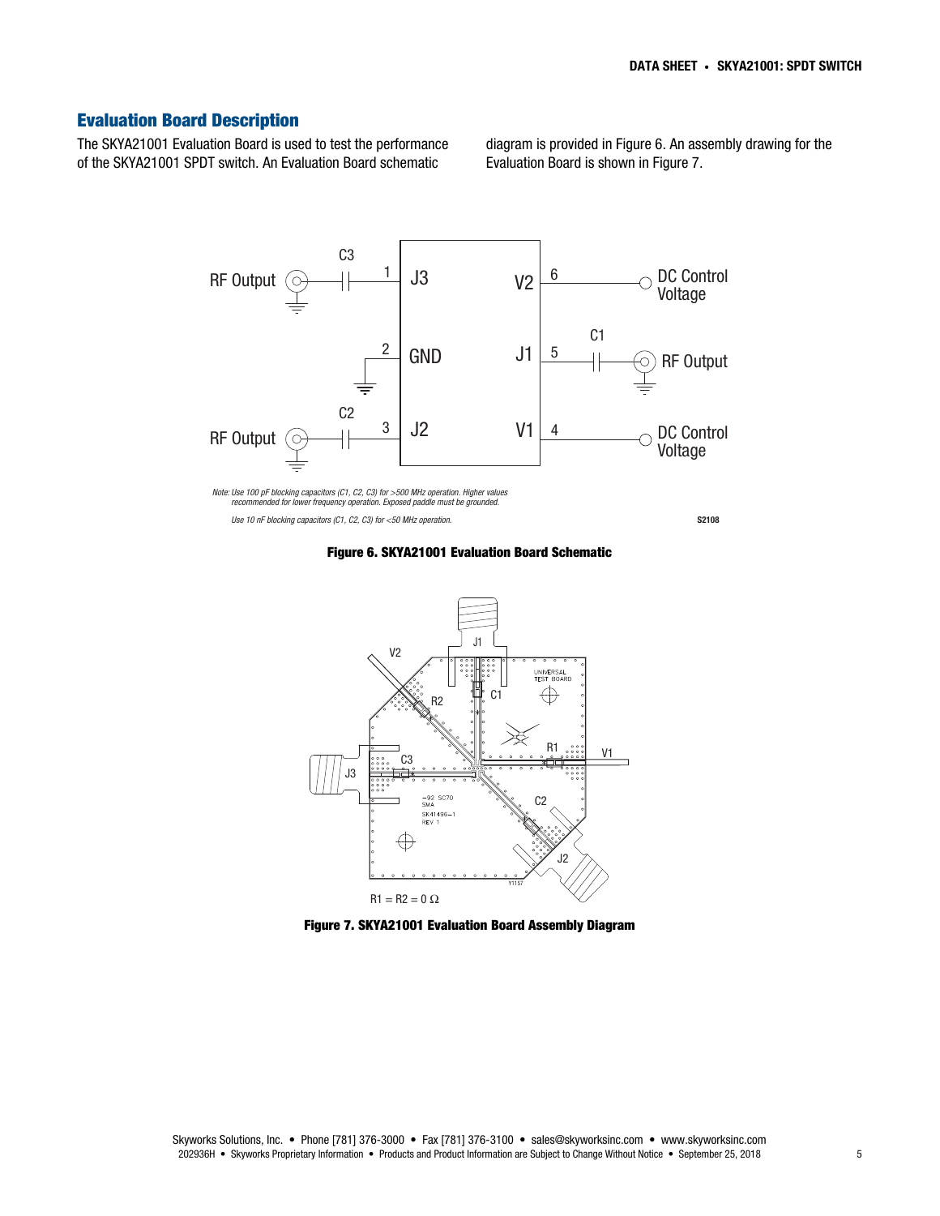## Evaluation Board Description

The SKYA21001 Evaluation Board is used to test the performance of the SKYA21001 SPDT switch. An Evaluation Board schematic diagram is provided in Figure 6. An assembly drawing for the Evaluation Board is shown in Figure 7.

*Note: Use 100 pF blocking capacitors (C1, C2, C3) for >500 MHz operation. Higher values recommended for lower frequency operation. Exposed paddle must be grounded.*

*Use 10 nF blocking capacitors (C1, C2, C3) for <50 MHz operation.*

**Figure 6. SKYA21001 Evaluation Board Schematic**

R1 = R2 = 0 Ω

**Figure 7. SKYA21001 Evaluation Board Assembly Diagram**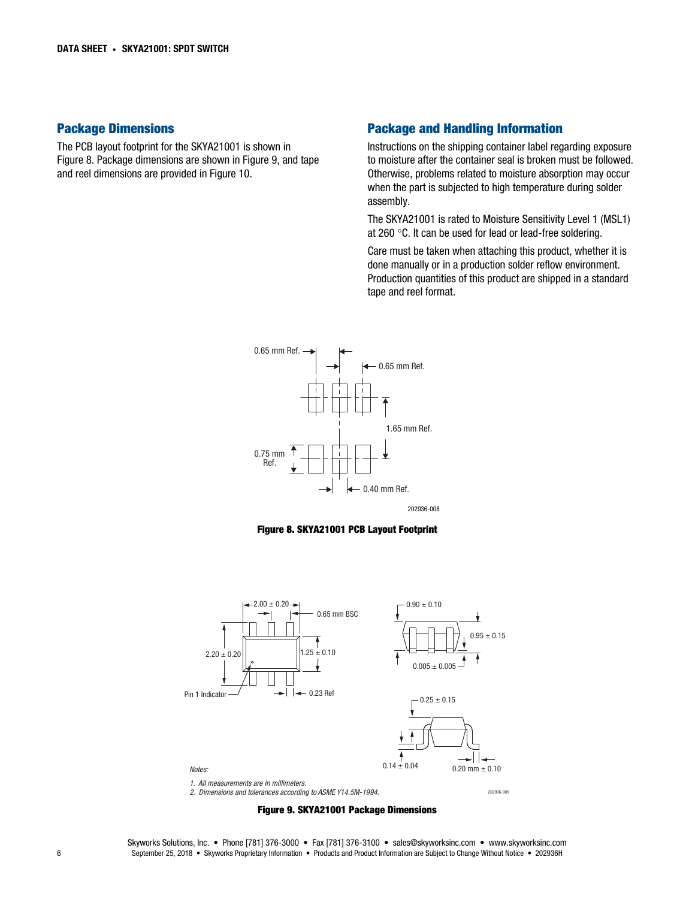## Package Dimensions

The PCB layout footprint for the SKYA21001 is shown in Figure 8. Package dimensions are shown in Figure 9, and tape and reel dimensions are provided in Figure 10.

## Package and Handling Information

Instructions on the shipping container label regarding exposure to moisture after the container seal is broken must be followed. Otherwise, problems related to moisture absorption may occur when the part is subjected to high temperature during solder assembly.

The SKYA21001 is rated to Moisture Sensitivity Level 1 (MSL1) at 260 °C. It can be used for lead or lead-free soldering.

Care must be taken when attaching this product, whether it is done manually or in a production solder reflow environment. Production quantities of this product are shipped in a standard tape and reel format.

**Figure 8. SKYA21001 PCB Layout Footprint**

*Notes:*

*1. All measurements are in millimeters.*

*2. Dimensions and tolerances according to ASME Y14.5M-1994.*

**Figure 9. SKYA21001 Package Dimensions**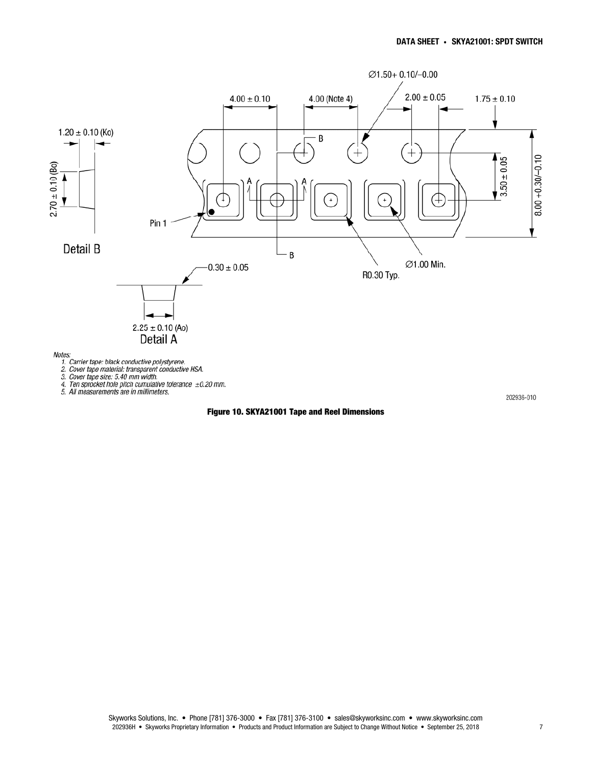Notes:

1. Carrier tape: black conductive polystyrene.
2. Cover tape material: transparent conductive HSA.
3. Cover tape size: 5.40 mm width.
4. Ten sprocket hole pitch cumulative tolerance ±0.20 mm.
5. All measurements are in millimeters.

202936-010

**Figure 10. SKYA21001 Tape and Reel Dimensions**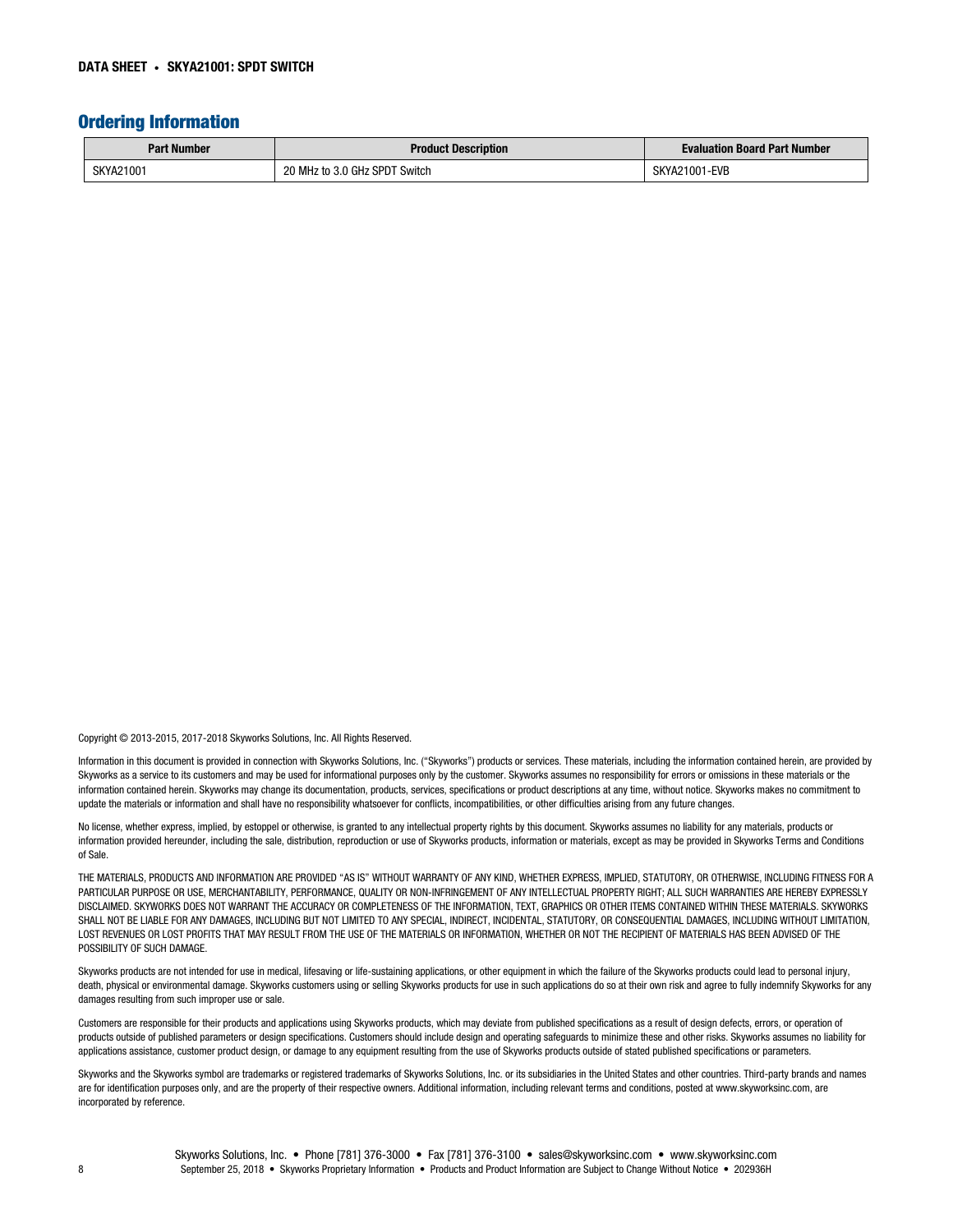## Ordering Information

| Part Number | Product Description | Evaluation Board Part Number |
|---|---|---|
| SKYA21001 | 20 MHz to 3.0 GHz SPDT Switch | SKYA21001-EVB |

Copyright © 2013-2015, 2017-2018 Skyworks Solutions, Inc. All Rights Reserved.

Information in this document is provided in connection with Skyworks Solutions, Inc. ("Skyworks") products or services. These materials, including the information contained herein, are provided by Skyworks as a service to its customers and may be used for informational purposes only by the customer. Skyworks assumes no responsibility for errors or omissions in these materials or the information contained herein. Skyworks may change its documentation, products, services, specifications or product descriptions at any time, without notice. Skyworks makes no commitment to update the materials or information and shall have no responsibility whatsoever for conflicts, incompatibilities, or other difficulties arising from any future changes.

No license, whether express, implied, by estoppel or otherwise, is granted to any intellectual property rights by this document. Skyworks assumes no liability for any materials, products or information provided hereunder, including the sale, distribution, reproduction or use of Skyworks products, information or materials, except as may be provided in Skyworks Terms and Conditions of Sale.

THE MATERIALS, PRODUCTS AND INFORMATION ARE PROVIDED "AS IS" WITHOUT WARRANTY OF ANY KIND, WHETHER EXPRESS, IMPLIED, STATUTORY, OR OTHERWISE, INCLUDING FITNESS FOR A PARTICULAR PURPOSE OR USE, MERCHANTABILITY, PERFORMANCE, QUALITY OR NON-INFRINGEMENT OF ANY INTELLECTUAL PROPERTY RIGHT; ALL SUCH WARRANTIES ARE HEREBY EXPRESSLY DISCLAIMED. SKYWORKS DOES NOT WARRANT THE ACCURACY OR COMPLETENESS OF THE INFORMATION, TEXT, GRAPHICS OR OTHER ITEMS CONTAINED WITHIN THESE MATERIALS. SKYWORKS SHALL NOT BE LIABLE FOR ANY DAMAGES, INCLUDING BUT NOT LIMITED TO ANY SPECIAL, INDIRECT, INCIDENTAL, STATUTORY, OR CONSEQUENTIAL DAMAGES, INCLUDING WITHOUT LIMITATION, LOST REVENUES OR LOST PROFITS THAT MAY RESULT FROM THE USE OF THE MATERIALS OR INFORMATION, WHETHER OR NOT THE RECIPIENT OF MATERIALS HAS BEEN ADVISED OF THE POSSIBILITY OF SUCH DAMAGE.

Skyworks products are not intended for use in medical, lifesaving or life-sustaining applications, or other equipment in which the failure of the Skyworks products could lead to personal injury, death, physical or environmental damage. Skyworks customers using or selling Skyworks products for use in such applications do so at their own risk and agree to fully indemnify Skyworks for any damages resulting from such improper use or sale.

Customers are responsible for their products and applications using Skyworks products, which may deviate from published specifications as a result of design defects, errors, or operation of products outside of published parameters or design specifications. Customers should include design and operating safeguards to minimize these and other risks. Skyworks assumes no liability for applications assistance, customer product design, or damage to any equipment resulting from the use of Skyworks products outside of stated published specifications or parameters.

Skyworks and the Skyworks symbol are trademarks or registered trademarks of Skyworks Solutions, Inc. or its subsidiaries in the United States and other countries. Third-party brands and names are for identification purposes only, and are the property of their respective owners. Additional information, including relevant terms and conditions, posted at www.skyworksinc.com, are incorporated by reference.